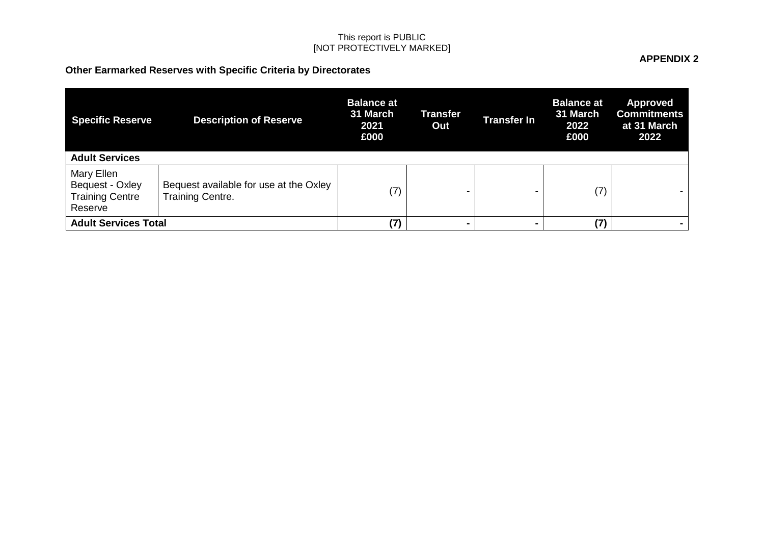This report is PUBLIC
[NOT PROTECTIVELY MARKED]

**APPENDIX 2**

**Other Earmarked Reserves with Specific Criteria by Directorates**

| Specific Reserve | Description of Reserve | Balance at 31 March 2021 £000 | Transfer Out | Transfer In | Balance at 31 March 2022 £000 | Approved Commitments at 31 March 2022 |
|---|---|---|---|---|---|---|
| **Adult Services** | | | | | | |
| Mary Ellen Bequest - Oxley Training Centre Reserve | Bequest available for use at the Oxley Training Centre. | (7) | - | - | (7) | - |
| **Adult Services Total** | | **(7)** | **-** | **-** | **(7)** | **-** |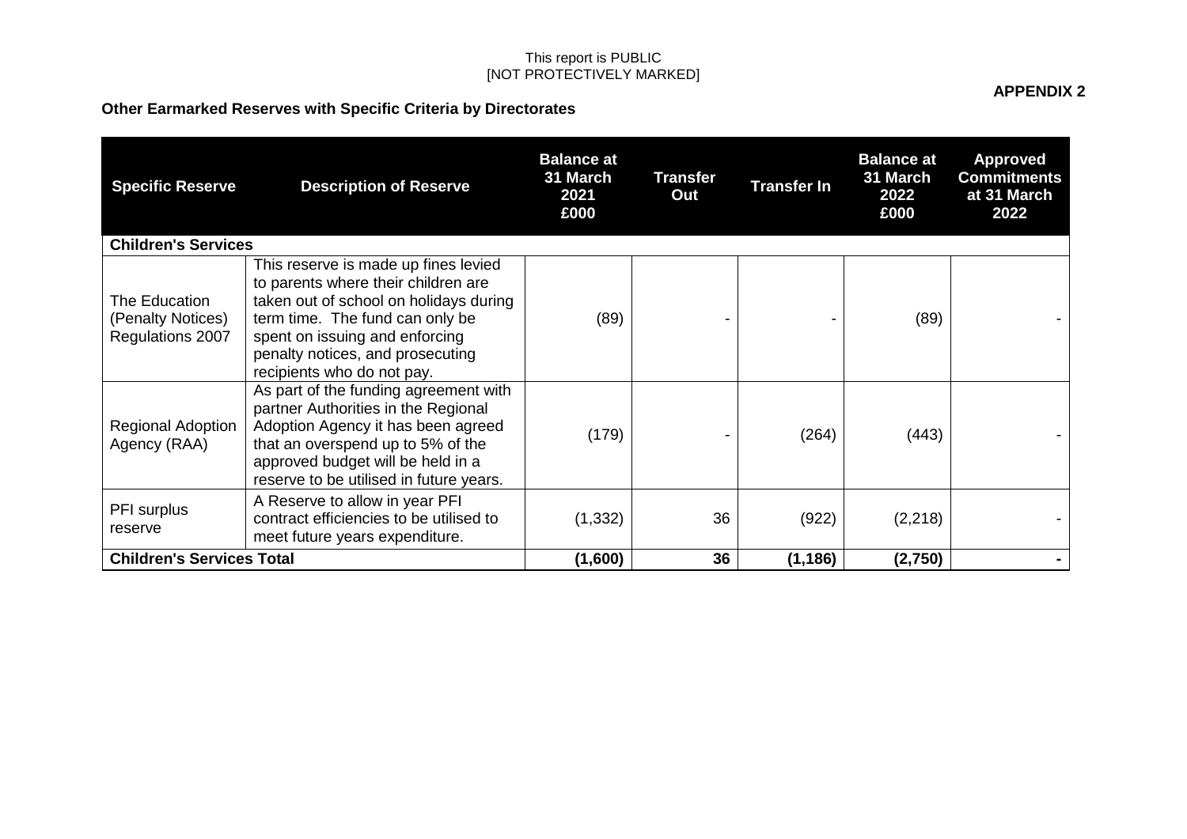This report is PUBLIC
[NOT PROTECTIVELY MARKED]

**APPENDIX 2**

**Other Earmarked Reserves with Specific Criteria by Directorates**

| Specific Reserve | Description of Reserve | Balance at 31 March 2021 £000 | Transfer Out | Transfer In | Balance at 31 March 2022 £000 | Approved Commitments at 31 March 2022 |
|---|---|---|---|---|---|---|
| **Children's Services** | | | | | | |
| The Education (Penalty Notices) Regulations 2007 | This reserve is made up fines levied to parents where their children are taken out of school on holidays during term time. The fund can only be spent on issuing and enforcing penalty notices, and prosecuting recipients who do not pay. | (89) | - | - | (89) | - |
| Regional Adoption Agency (RAA) | As part of the funding agreement with partner Authorities in the Regional Adoption Agency it has been agreed that an overspend up to 5% of the approved budget will be held in a reserve to be utilised in future years. | (179) | - | (264) | (443) | - |
| PFI surplus reserve | A Reserve to allow in year PFI contract efficiencies to be utilised to meet future years expenditure. | (1,332) | 36 | (922) | (2,218) | - |
| **Children's Services Total** | | **(1,600)** | **36** | **(1,186)** | **(2,750)** | **-** |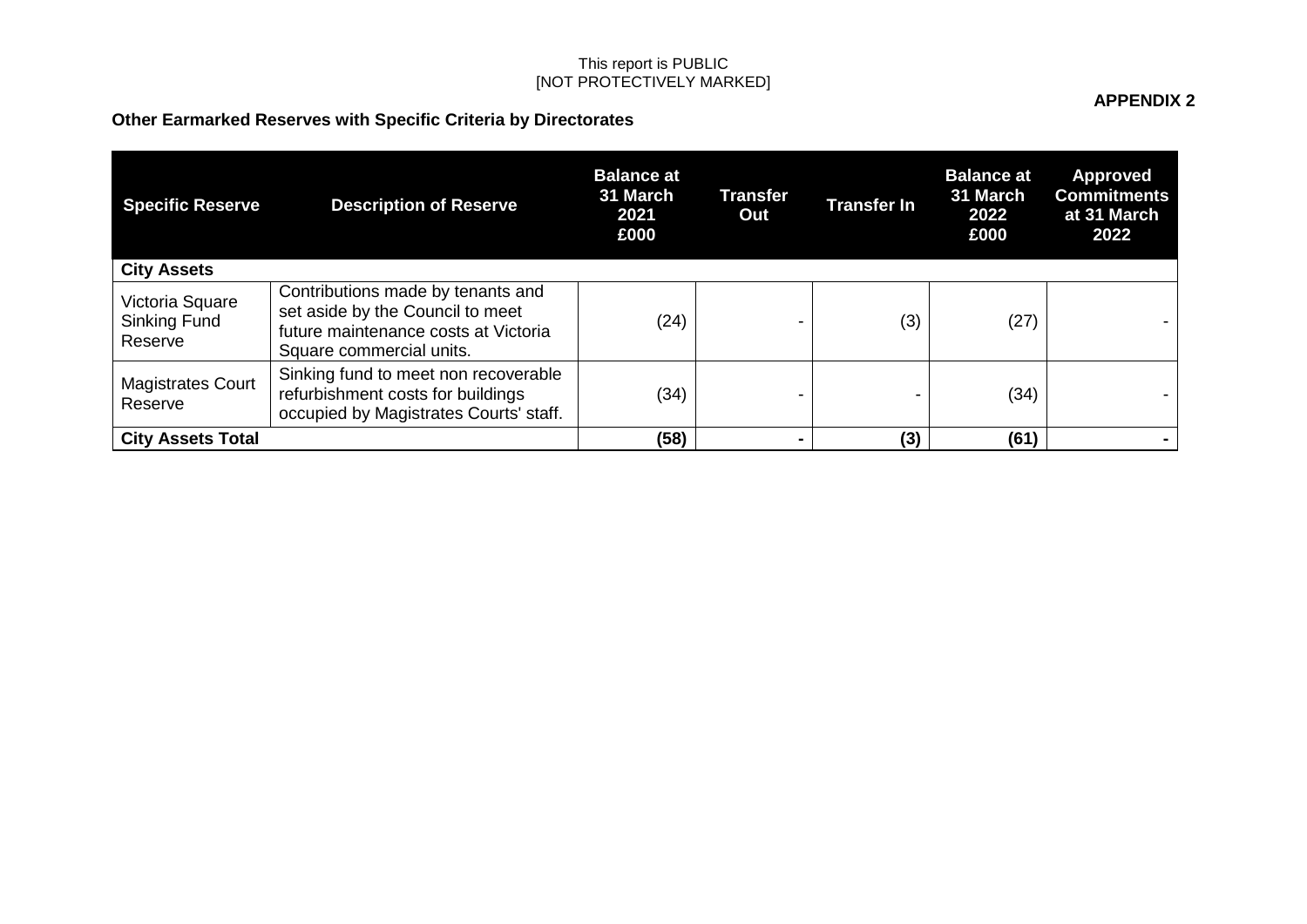This report is PUBLIC
[NOT PROTECTIVELY MARKED]

**APPENDIX 2**

**Other Earmarked Reserves with Specific Criteria by Directorates**

| Specific Reserve | Description of Reserve | Balance at 31 March 2021 £000 | Transfer Out | Transfer In | Balance at 31 March 2022 £000 | Approved Commitments at 31 March 2022 |
|---|---|---|---|---|---|---|
| **City Assets** | | | | | | |
| Victoria Square Sinking Fund Reserve | Contributions made by tenants and set aside by the Council to meet future maintenance costs at Victoria Square commercial units. | (24) | - | (3) | (27) | - |
| Magistrates Court Reserve | Sinking fund to meet non recoverable refurbishment costs for buildings occupied by Magistrates Courts' staff. | (34) | - | - | (34) | - |
| **City Assets Total** | | **(58)** | **-** | **(3)** | **(61)** | **-** |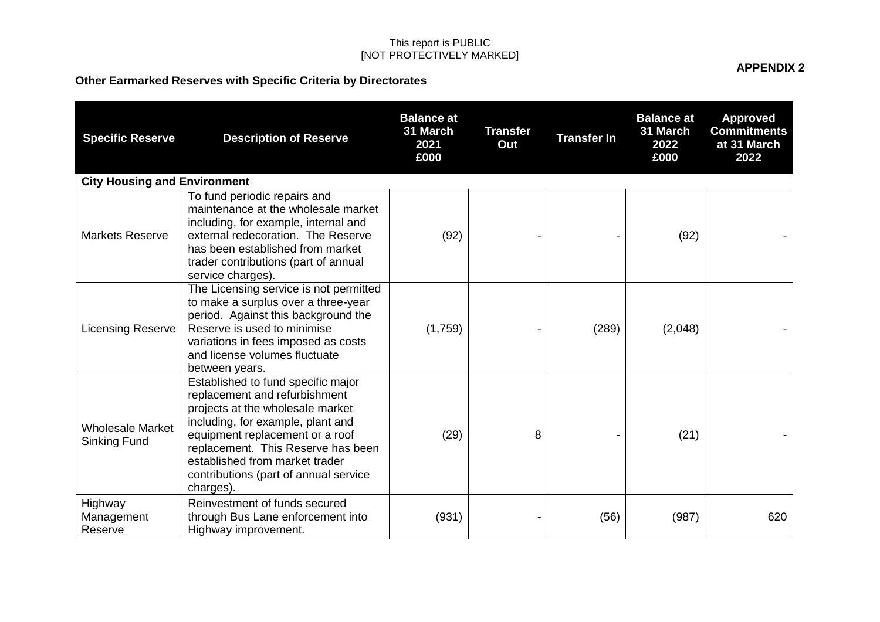This report is PUBLIC
[NOT PROTECTIVELY MARKED]

**APPENDIX 2**

**Other Earmarked Reserves with Specific Criteria by Directorates**

| Specific Reserve | Description of Reserve | Balance at 31 March 2021 £000 | Transfer Out | Transfer In | Balance at 31 March 2022 £000 | Approved Commitments at 31 March 2022 |
|---|---|---|---|---|---|---|
| **City Housing and Environment** | | | | | | |
| Markets Reserve | To fund periodic repairs and maintenance at the wholesale market including, for example, internal and external redecoration. The Reserve has been established from market trader contributions (part of annual service charges). | (92) | - | - | (92) | - |
| Licensing Reserve | The Licensing service is not permitted to make a surplus over a three-year period. Against this background the Reserve is used to minimise variations in fees imposed as costs and license volumes fluctuate between years. | (1,759) | - | (289) | (2,048) | - |
| Wholesale Market Sinking Fund | Established to fund specific major replacement and refurbishment projects at the wholesale market including, for example, plant and equipment replacement or a roof replacement. This Reserve has been established from market trader contributions (part of annual service charges). | (29) | 8 | - | (21) | - |
| Highway Management Reserve | Reinvestment of funds secured through Bus Lane enforcement into Highway improvement. | (931) | - | (56) | (987) | 620 |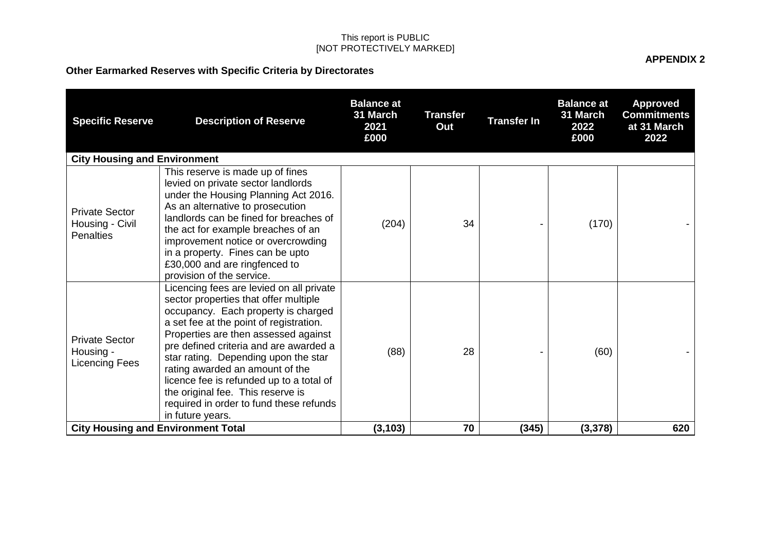**APPENDIX 2**

**Other Earmarked Reserves with Specific Criteria by Directorates**

| Specific Reserve | Description of Reserve | Balance at 31 March 2021 £000 | Transfer Out | Transfer In | Balance at 31 March 2022 £000 | Approved Commitments at 31 March 2022 |
|---|---|---|---|---|---|---|
| **City Housing and Environment** | | | | | | |
| Private Sector Housing - Civil Penalties | This reserve is made up of fines levied on private sector landlords under the Housing Planning Act 2016. As an alternative to prosecution landlords can be fined for breaches of the act for example breaches of an improvement notice or overcrowding in a property. Fines can be upto £30,000 and are ringfenced to provision of the service. | (204) | 34 | - | (170) | - |
| Private Sector Housing - Licencing Fees | Licencing fees are levied on all private sector properties that offer multiple occupancy. Each property is charged a set fee at the point of registration. Properties are then assessed against pre defined criteria and are awarded a star rating. Depending upon the star rating awarded an amount of the licence fee is refunded up to a total of the original fee. This reserve is required in order to fund these refunds in future years. | (88) | 28 | - | (60) | - |
| **City Housing and Environment Total** | | **(3,103)** | **70** | **(345)** | **(3,378)** | **620** |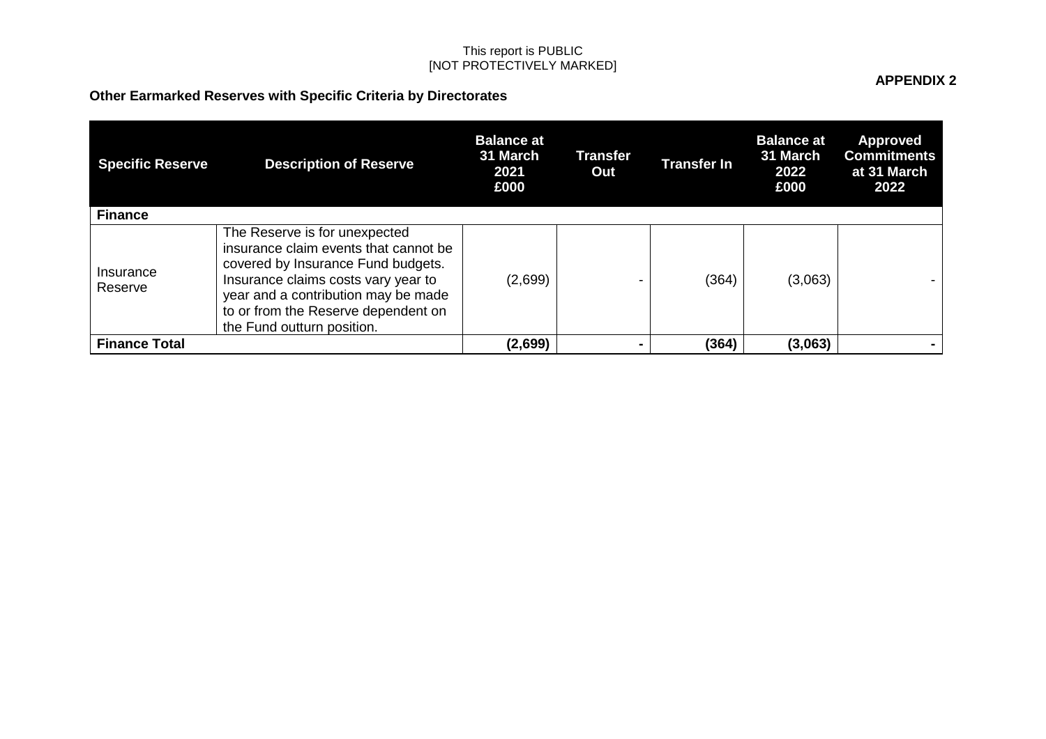This report is PUBLIC
[NOT PROTECTIVELY MARKED]

**APPENDIX 2**

**Other Earmarked Reserves with Specific Criteria by Directorates**

| Specific Reserve | Description of Reserve | Balance at 31 March 2021 £000 | Transfer Out | Transfer In | Balance at 31 March 2022 £000 | Approved Commitments at 31 March 2022 |
|---|---|---|---|---|---|---|
| **Finance** | | | | | | |
| Insurance Reserve | The Reserve is for unexpected insurance claim events that cannot be covered by Insurance Fund budgets. Insurance claims costs vary year to year and a contribution may be made to or from the Reserve dependent on the Fund outturn position. | (2,699) | - | (364) | (3,063) | - |
| **Finance Total** | | **(2,699)** | **-** | **(364)** | **(3,063)** | **-** |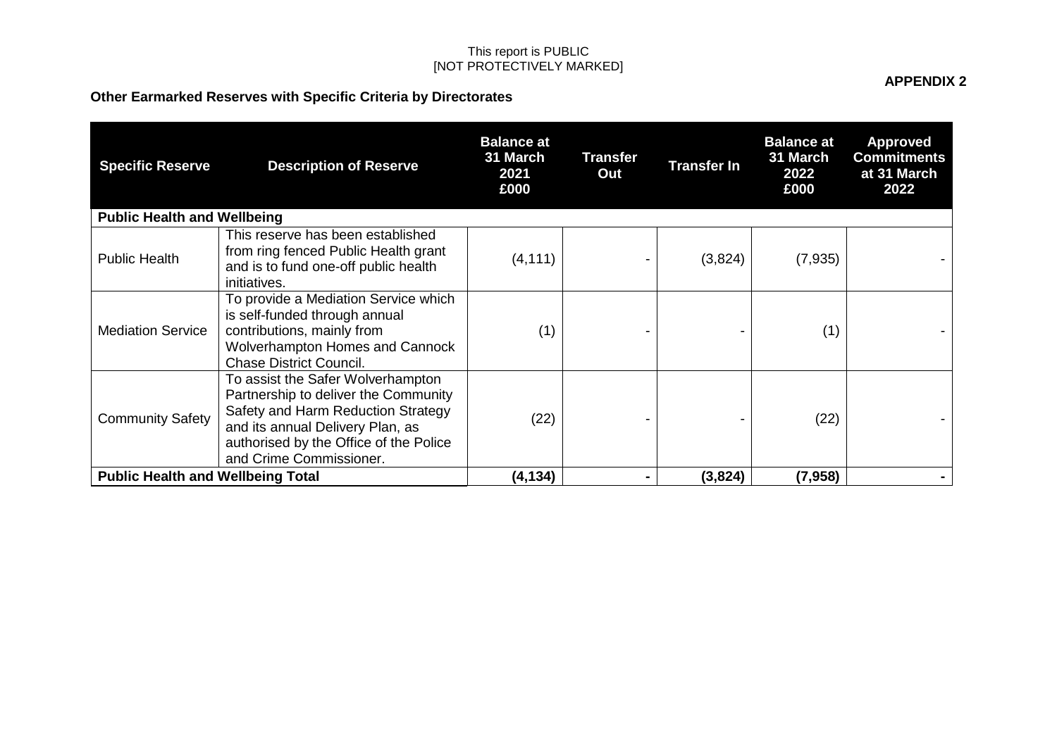This report is PUBLIC
[NOT PROTECTIVELY MARKED]

**APPENDIX 2**

**Other Earmarked Reserves with Specific Criteria by Directorates**

| Specific Reserve | Description of Reserve | Balance at 31 March 2021 £000 | Transfer Out | Transfer In | Balance at 31 March 2022 £000 | Approved Commitments at 31 March 2022 |
|---|---|---|---|---|---|---|
| **Public Health and Wellbeing** | | | | | | |
| Public Health | This reserve has been established from ring fenced Public Health grant and is to fund one-off public health initiatives. | (4,111) | - | (3,824) | (7,935) | - |
| Mediation Service | To provide a Mediation Service which is self-funded through annual contributions, mainly from Wolverhampton Homes and Cannock Chase District Council. | (1) | - | - | (1) | - |
| Community Safety | To assist the Safer Wolverhampton Partnership to deliver the Community Safety and Harm Reduction Strategy and its annual Delivery Plan, as authorised by the Office of the Police and Crime Commissioner. | (22) | - | - | (22) | - |
| **Public Health and Wellbeing Total** | | **(4,134)** | **-** | **(3,824)** | **(7,958)** | **-** |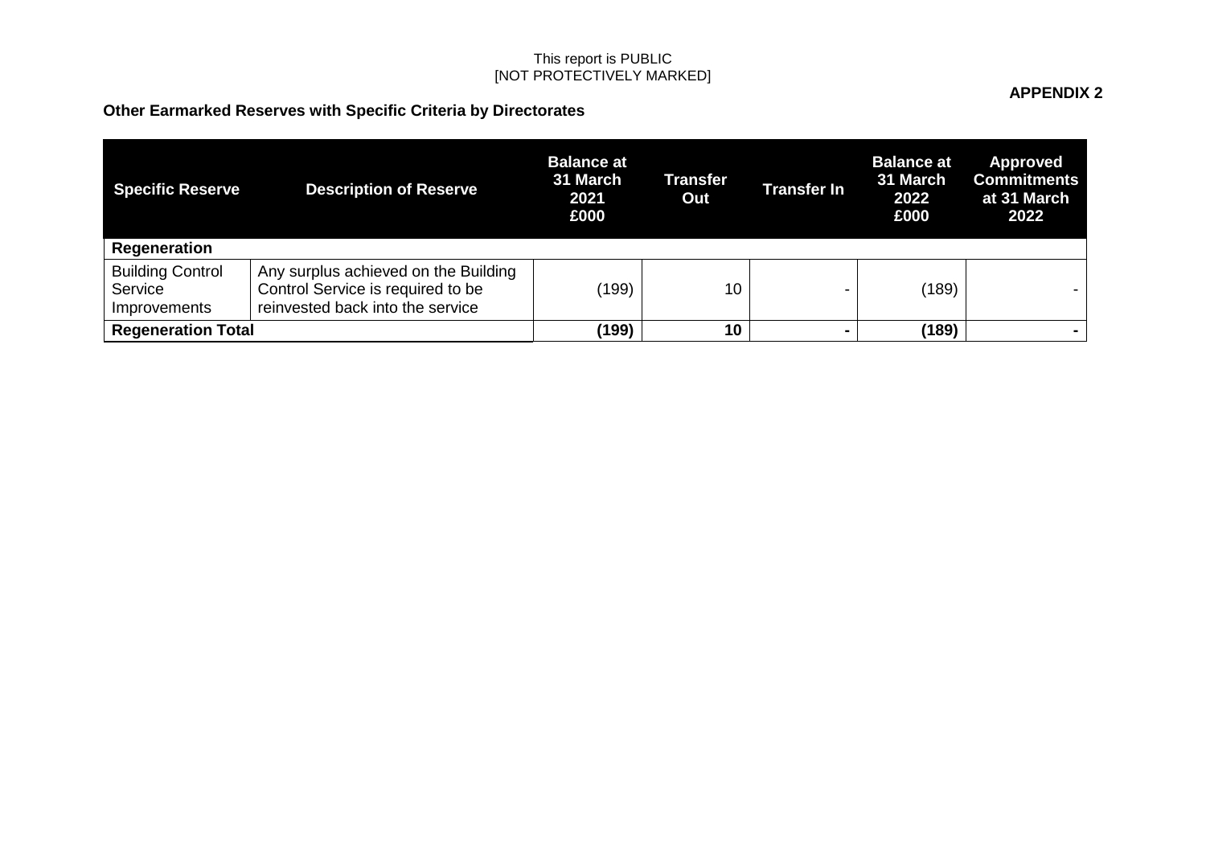This report is PUBLIC
[NOT PROTECTIVELY MARKED]

**APPENDIX 2**

**Other Earmarked Reserves with Specific Criteria by Directorates**

| Specific Reserve | Description of Reserve | Balance at 31 March 2021 £000 | Transfer Out | Transfer In | Balance at 31 March 2022 £000 | Approved Commitments at 31 March 2022 |
|---|---|---|---|---|---|---|
| **Regeneration** | | | | | | |
| Building Control Service Improvements | Any surplus achieved on the Building Control Service is required to be reinvested back into the service | (199) | 10 | - | (189) | - |
| **Regeneration Total** | | **(199)** | **10** | **-** | **(189)** | **-** |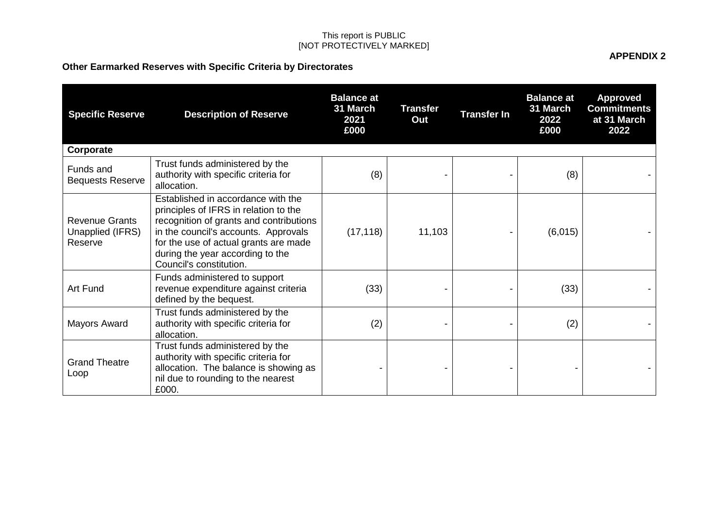This report is PUBLIC
[NOT PROTECTIVELY MARKED]

**APPENDIX 2**

**Other Earmarked Reserves with Specific Criteria by Directorates**

| Specific Reserve | Description of Reserve | Balance at 31 March 2021 £000 | Transfer Out | Transfer In | Balance at 31 March 2022 £000 | Approved Commitments at 31 March 2022 |
|---|---|---|---|---|---|---|
| **Corporate** | | | | | | |
| Funds and Bequests Reserve | Trust funds administered by the authority with specific criteria for allocation. | (8) | - | - | (8) | - |
| Revenue Grants Unapplied (IFRS) Reserve | Established in accordance with the principles of IFRS in relation to the recognition of grants and contributions in the council's accounts. Approvals for the use of actual grants are made during the year according to the Council's constitution. | (17,118) | 11,103 | - | (6,015) | - |
| Art Fund | Funds administered to support revenue expenditure against criteria defined by the bequest. | (33) | - | - | (33) | - |
| Mayors Award | Trust funds administered by the authority with specific criteria for allocation. | (2) | - | - | (2) | - |
| Grand Theatre Loop | Trust funds administered by the authority with specific criteria for allocation. The balance is showing as nil due to rounding to the nearest £000. | - | - | - | - | - |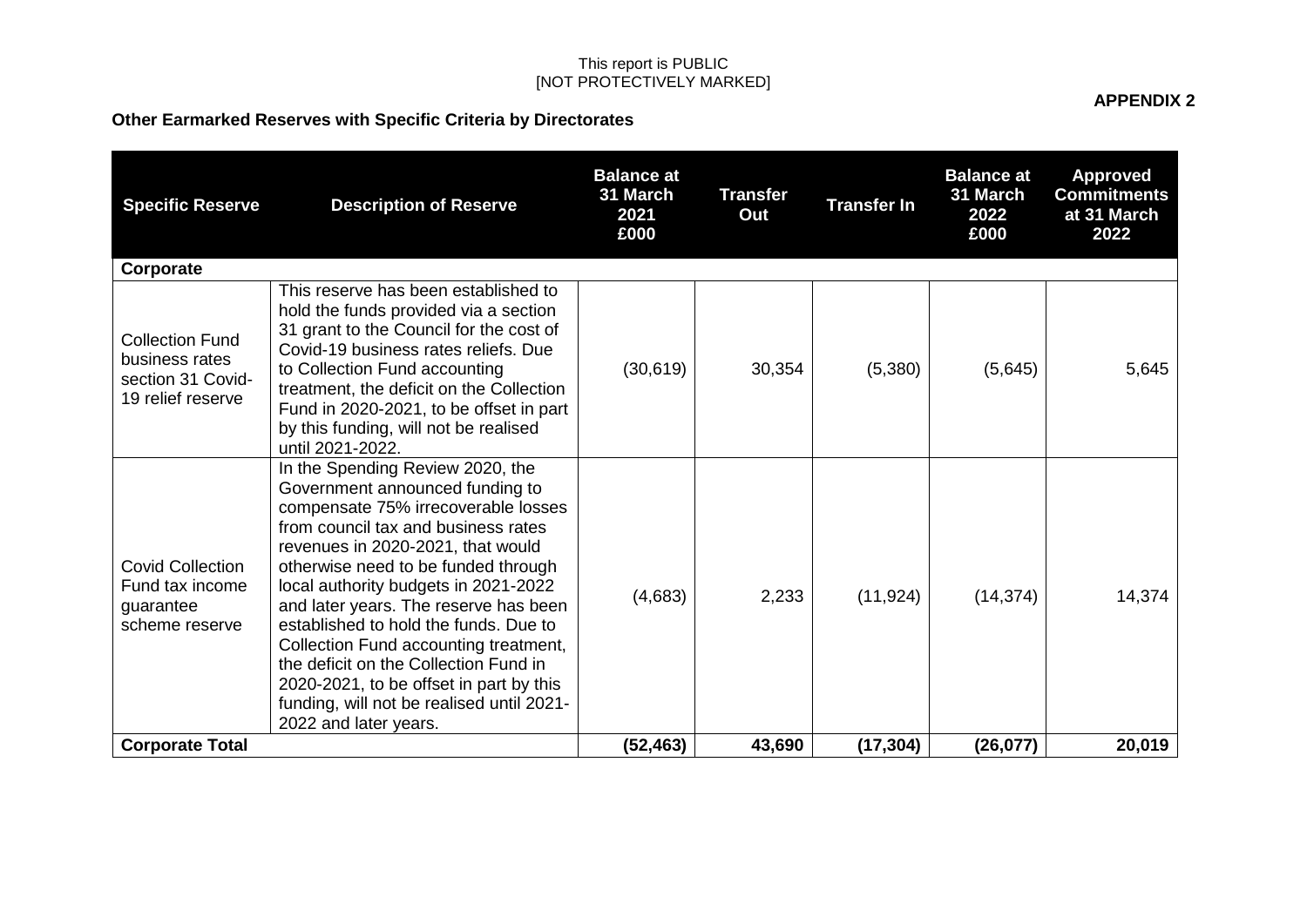This report is PUBLIC
[NOT PROTECTIVELY MARKED]

**APPENDIX 2**

**Other Earmarked Reserves with Specific Criteria by Directorates**

| Specific Reserve | Description of Reserve | Balance at 31 March 2021 £000 | Transfer Out | Transfer In | Balance at 31 March 2022 £000 | Approved Commitments at 31 March 2022 |
|---|---|---|---|---|---|---|
| **Corporate** | | | | | | |
| Collection Fund business rates section 31 Covid-19 relief reserve | This reserve has been established to hold the funds provided via a section 31 grant to the Council for the cost of Covid-19 business rates reliefs. Due to Collection Fund accounting treatment, the deficit on the Collection Fund in 2020-2021, to be offset in part by this funding, will not be realised until 2021-2022. | (30,619) | 30,354 | (5,380) | (5,645) | 5,645 |
| Covid Collection Fund tax income guarantee scheme reserve | In the Spending Review 2020, the Government announced funding to compensate 75% irrecoverable losses from council tax and business rates revenues in 2020-2021, that would otherwise need to be funded through local authority budgets in 2021-2022 and later years. The reserve has been established to hold the funds. Due to Collection Fund accounting treatment, the deficit on the Collection Fund in 2020-2021, to be offset in part by this funding, will not be realised until 2021-2022 and later years. | (4,683) | 2,233 | (11,924) | (14,374) | 14,374 |
| **Corporate Total** | | **(52,463)** | **43,690** | **(17,304)** | **(26,077)** | **20,019** |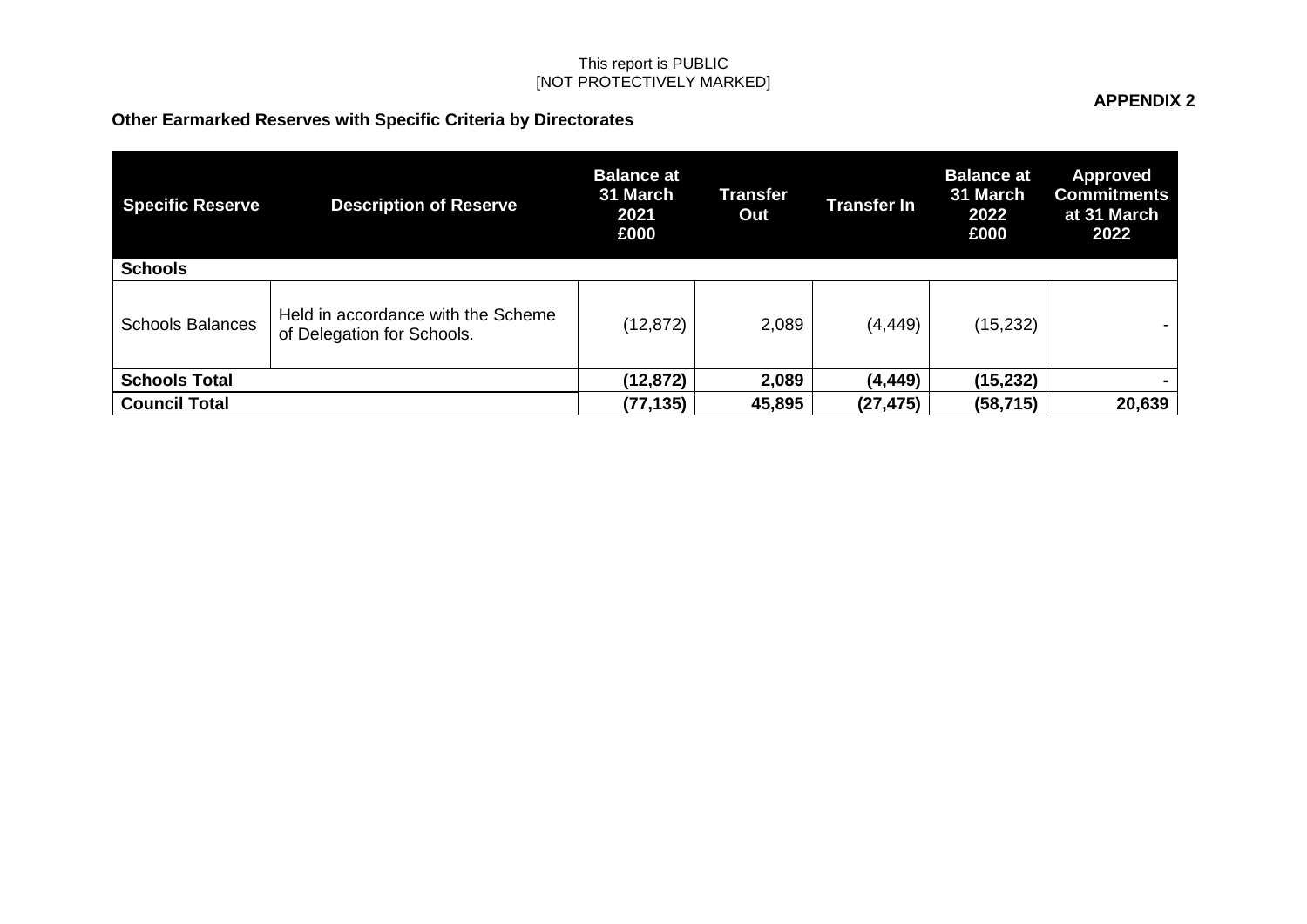This report is PUBLIC
[NOT PROTECTIVELY MARKED]

**APPENDIX 2**

**Other Earmarked Reserves with Specific Criteria by Directorates**

| Specific Reserve | Description of Reserve | Balance at 31 March 2021 £000 | Transfer Out | Transfer In | Balance at 31 March 2022 £000 | Approved Commitments at 31 March 2022 |
|---|---|---|---|---|---|---|
| **Schools** | | | | | | |
| Schools Balances | Held in accordance with the Scheme of Delegation for Schools. | (12,872) | 2,089 | (4,449) | (15,232) | - |
| **Schools Total** | | **(12,872)** | **2,089** | **(4,449)** | **(15,232)** | **-** |
| **Council Total** | | **(77,135)** | **45,895** | **(27,475)** | **(58,715)** | **20,639** |